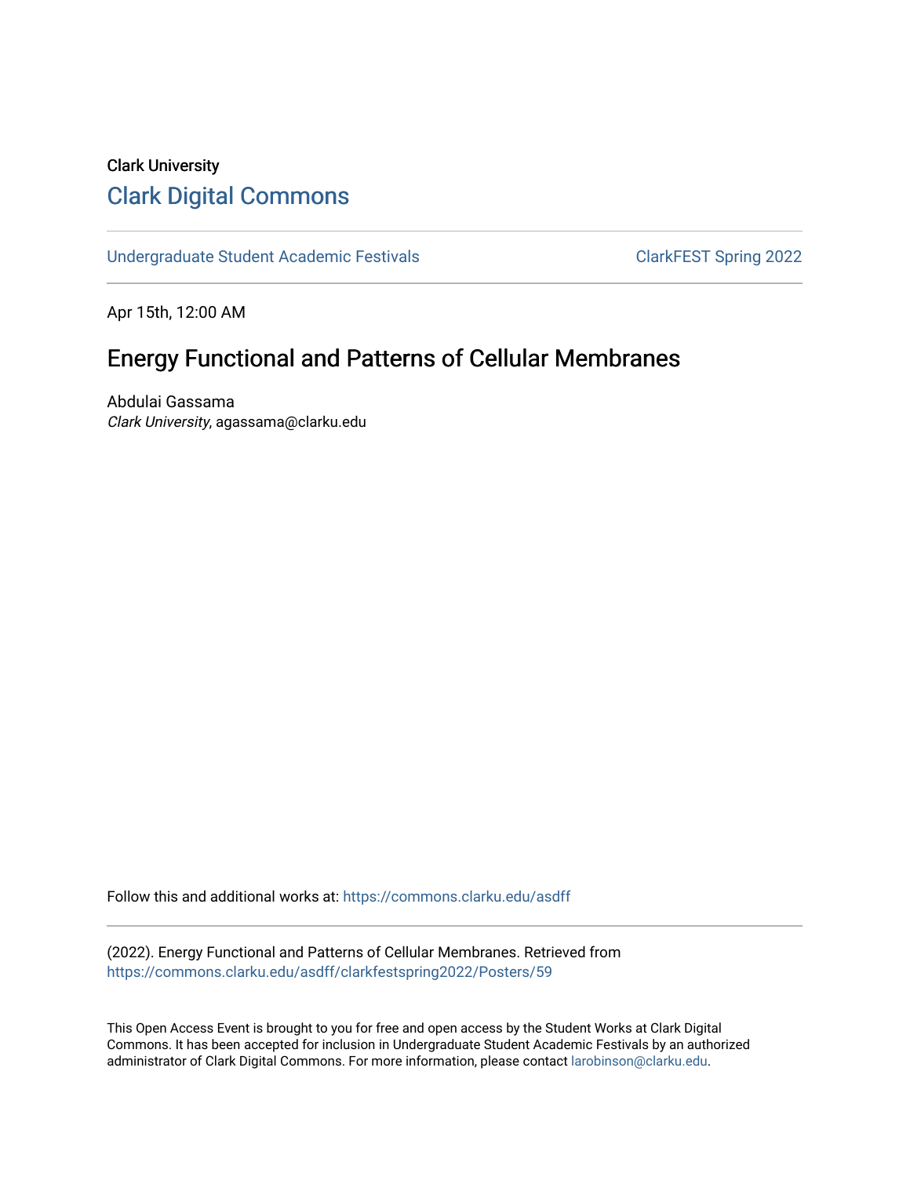Clark University

# Clark Digital Commons

Undergraduate Student Academic Festivals

ClarkFEST Spring 2022

Apr 15th, 12:00 AM

## Energy Functional and Patterns of Cellular Membranes

Abdulai Gassama
*Clark University*, agassama@clarku.edu

Follow this and additional works at: https://commons.clarku.edu/asdff

(2022). Energy Functional and Patterns of Cellular Membranes. Retrieved from https://commons.clarku.edu/asdff/clarkfestspring2022/Posters/59

This Open Access Event is brought to you for free and open access by the Student Works at Clark Digital Commons. It has been accepted for inclusion in Undergraduate Student Academic Festivals by an authorized administrator of Clark Digital Commons. For more information, please contact larobinson@clarku.edu.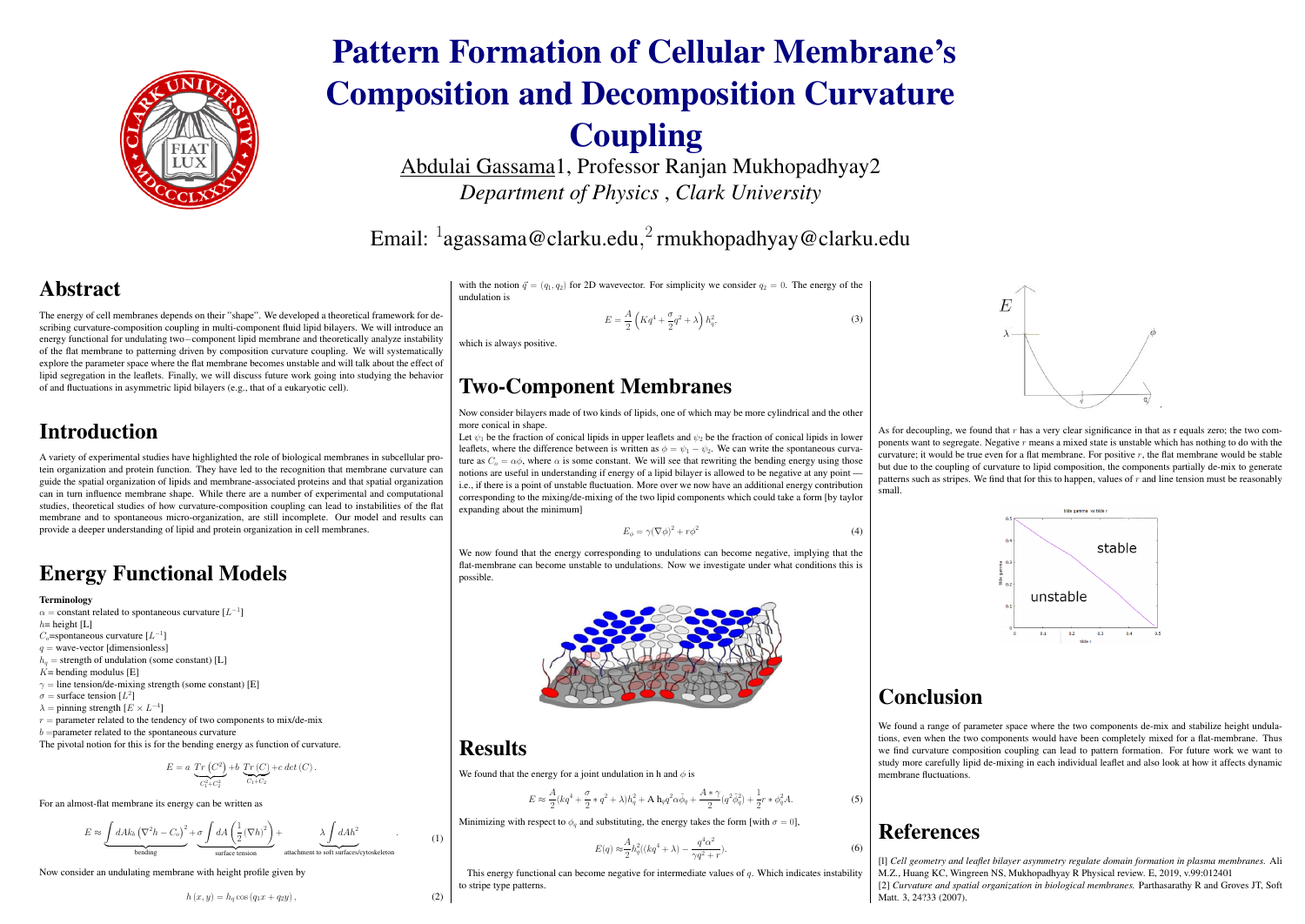# Pattern Formation of Cellular Membrane's Composition and Decomposition Curvature Coupling

Abdulai Gassama1, Professor Ranjan Mukhopadhyay2

*Department of Physics* , *Clark University*

Email: [1]agassama@clarku.edu,[2] rmukhopadhyay@clarku.edu

## Abstract

The energy of cell membranes depends on their "shape". We developed a theoretical framework for describing curvature-composition coupling in multi-component fluid lipid bilayers. We will introduce an energy functional for undulating two−component lipid membrane and theoretically analyze instability of the flat membrane to patterning driven by composition curvature coupling. We will systematically explore the parameter space where the flat membrane becomes unstable and will talk about the effect of lipid segregation in the leaflets. Finally, we will discuss future work going into studying the behavior of and fluctuations in asymmetric lipid bilayers (e.g., that of a eukaryotic cell).

## Introduction

A variety of experimental studies have highlighted the role of biological membranes in subcellular protein organization and protein function. They have led to the recognition that membrane curvature can guide the spatial organization of lipids and membrane-associated proteins and that spatial organization can in turn influence membrane shape. While there are a number of experimental and computational studies, theoretical studies of how curvature-composition coupling can lead to instabilities of the flat membrane and to spontaneous micro-organization, are still incomplete. Our model and results can provide a deeper understanding of lipid and protein organization in cell membranes.

## Energy Functional Models

**Terminology**

$\alpha$ = constant related to spontaneous curvature $[L^{-1}]$
$h$= height [L]
$C_o$=spontaneous curvature $[L^{-1}]$
$q$ = wave-vector [dimensionless]
$h_q$ = strength of undulation (some constant) [L]
$K$= bending modulus [E]
$\gamma$ = line tension/de-mixing strength (some constant) [E]
$\sigma$ = surface tension $[L^2]$
$\lambda$ = pinning strength $[E \times L^{-4}]$
$r$ = parameter related to the tendency of two components to mix/de-mix
$b$ =parameter related to the spontaneous curvature

The pivotal notion for this is for the bending energy as function of curvature.

$$E = a \underbrace{Tr\left(C^2\right)}_{C_1^2+C_2^2} + b \underbrace{Tr\left(C\right)}_{C_1+C_2} + c\, det\left(C\right).$$

For an almost-flat membrane its energy can be written as

$$E \approx \underbrace{\int dAk_b\left(\nabla^2 h - C_o\right)^2}_{\text{bending}} + \underbrace{\sigma \int dA\left(\frac{1}{2}(\nabla h)^2\right)}_{\text{surface tension}} + \underbrace{\lambda \int dAh^2}_{\text{attachment to soft surfaces/cytoskeleton}} . \tag{1}$$

Now consider an undulating membrane with height profile given by

$$h\left(x, y\right) = h_q \cos\left(q_1 x + q_2 y\right), \tag{2}$$

with the notion $\vec{q} = (q_1, q_2)$ for 2D wavevector. For simplicity we consider $q_2 = 0$. The energy of the undulation is

$$E = \frac{A}{2}\left(Kq^4 + \frac{\sigma}{2}q^2 + \lambda\right)h_q^2, \tag{3}$$

which is always positive.

## Two-Component Membranes

Now consider bilayers made of two kinds of lipids, one of which may be more cylindrical and the other more conical in shape.

Let $\psi_1$ be the fraction of conical lipids in upper leaflets and $\psi_2$ be the fraction of conical lipids in lower leaflets, where the difference between is written as $\phi = \psi_1 - \psi_2$. We can write the spontaneous curvature as $C_o = \alpha\phi$, where $\alpha$ is some constant. We will see that rewriting the bending energy using those notions are useful in understanding if energy of a lipid bilayer is allowed to be negative at any point — i.e., if there is a point of unstable fluctuation. More over we now have an additional energy contribution corresponding to the mixing/de-mixing of the two lipid components which could take a form [by taylor expanding about the minimum]

$$E_\phi = \gamma(\nabla\phi)^2 + r\phi^2 \tag{4}$$

We now found that the energy corresponding to undulations can become negative, implying that the flat-membrane can become unstable to undulations. Now we investigate under what conditions this is possible.

## Results

We found that the energy for a joint undulation in h and $\phi$ is

$$E \approx \frac{A}{2}(kq^4 + \frac{\sigma}{2} * q^2 + \lambda)h_q^2 + \text{A } h_q q^2 \alpha \tilde{\phi}_q + \frac{A * \gamma}{2}(q^2 \tilde{\phi}_q^2) + \frac{1}{2} r * \phi_q^2 A. \tag{5}$$

Minimizing with respect to $\phi_q$ and substituting, the energy takes the form [with $\sigma = 0$],

$$E(q) \approx \frac{A}{2} h_q^2 ((kq^4 + \lambda) - \frac{q^4 \alpha^2}{\gamma q^2 + r}). \tag{6}$$

This energy functional can become negative for intermediate values of $q$. Which indicates instability to stripe type patterns.

E
λ
φ
q
q

As for decoupling, we found that $r$ has a very clear significance in that as r equals zero; the two components want to segregate. Negative $r$ means a mixed state is unstable which has nothing to do with the curvature; it would be true even for a flat membrane. For positive $r$, the flat membrane would be stable but due to the coupling of curvature to lipid composition, the components partially de-mix to generate patterns such as stripes. We find that for this to happen, values of $r$ and line tension must be reasonably small.

tilde gamma vs tilde r
stable
unstable
tilde gamma
tilde r
0.5
0.4
0.3
0.2
0.1
0
0 0.1 0.2 0.3 0.4 0.5

## Conclusion

We found a range of parameter space where the two components de-mix and stabilize height undulations, even when the two components would have been completely mixed for a flat-membrane. Thus we find curvature composition coupling can lead to pattern formation. For future work we want to study more carefully lipid de-mixing in each individual leaflet and also look at how it affects dynamic membrane fluctuations.

## References

[1] *Cell geometry and leaflet bilayer asymmetry regulate domain formation in plasma membranes.* Ali M.Z., Huang KC, Wingreen NS, Mukhopadhyay R Physical review. E, 2019, v.99:012401

[2] *Curvature and spatial organization in biological membranes.* Parthasarathy R and Groves JT, Soft Matt. 3, 24?33 (2007).